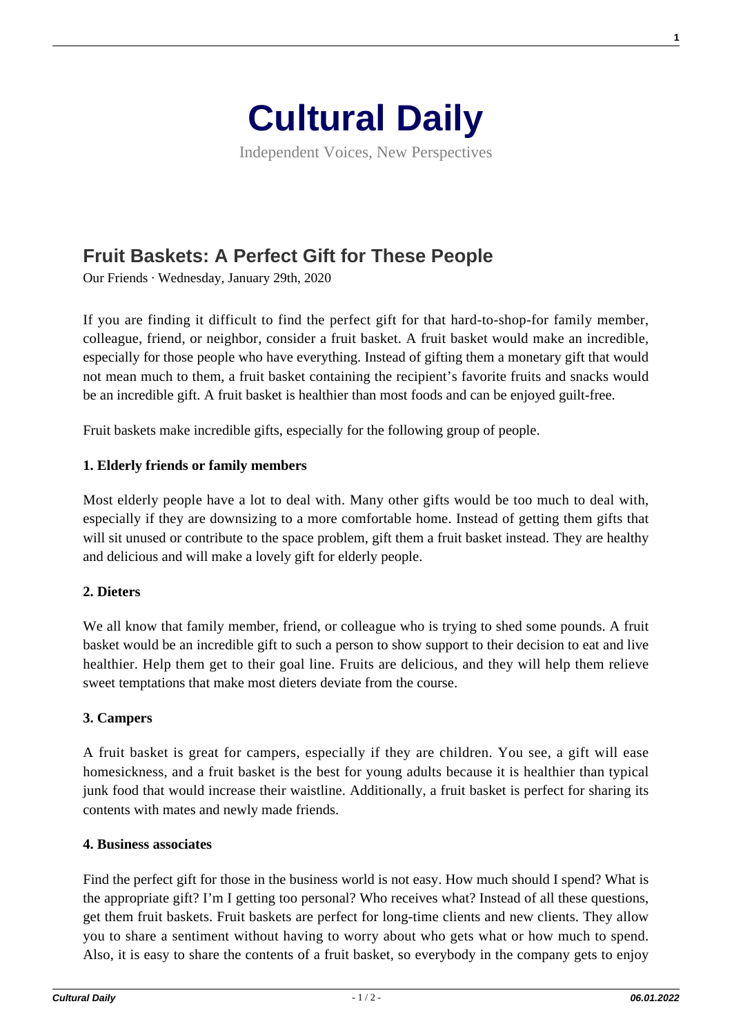# Cultural Daily

Independent Voices, New Perspectives

## Fruit Baskets: A Perfect Gift for These People

Our Friends · Wednesday, January 29th, 2020

If you are finding it difficult to find the perfect gift for that hard-to-shop-for family member, colleague, friend, or neighbor, consider a fruit basket. A fruit basket would make an incredible, especially for those people who have everything. Instead of gifting them a monetary gift that would not mean much to them, a fruit basket containing the recipient's favorite fruits and snacks would be an incredible gift. A fruit basket is healthier than most foods and can be enjoyed guilt-free.

Fruit baskets make incredible gifts, especially for the following group of people.

**1. Elderly friends or family members**

Most elderly people have a lot to deal with. Many other gifts would be too much to deal with, especially if they are downsizing to a more comfortable home. Instead of getting them gifts that will sit unused or contribute to the space problem, gift them a fruit basket instead. They are healthy and delicious and will make a lovely gift for elderly people.

**2. Dieters**

We all know that family member, friend, or colleague who is trying to shed some pounds. A fruit basket would be an incredible gift to such a person to show support to their decision to eat and live healthier. Help them get to their goal line. Fruits are delicious, and they will help them relieve sweet temptations that make most dieters deviate from the course.

**3. Campers**

A fruit basket is great for campers, especially if they are children. You see, a gift will ease homesickness, and a fruit basket is the best for young adults because it is healthier than typical junk food that would increase their waistline. Additionally, a fruit basket is perfect for sharing its contents with mates and newly made friends.

**4. Business associates**

Find the perfect gift for those in the business world is not easy. How much should I spend? What is the appropriate gift? I'm I getting too personal? Who receives what? Instead of all these questions, get them fruit baskets. Fruit baskets are perfect for long-time clients and new clients. They allow you to share a sentiment without having to worry about who gets what or how much to spend. Also, it is easy to share the contents of a fruit basket, so everybody in the company gets to enjoy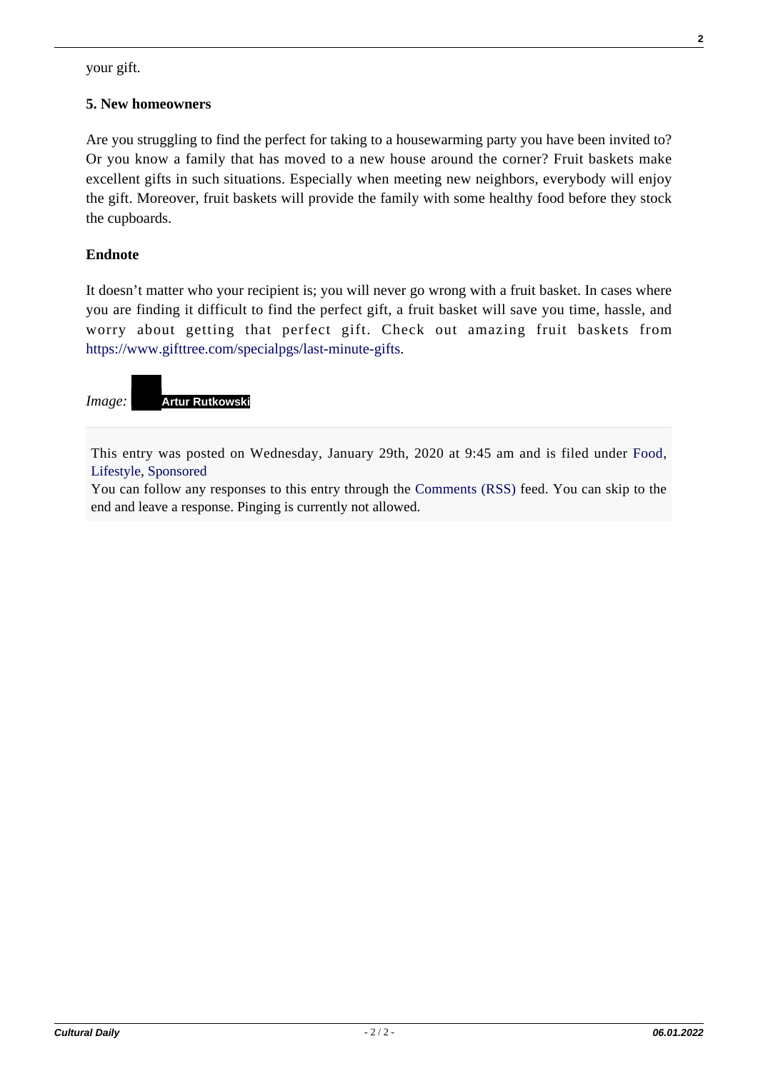your gift.

**5. New homeowners**

Are you struggling to find the perfect for taking to a housewarming party you have been invited to? Or you know a family that has moved to a new house around the corner? Fruit baskets make excellent gifts in such situations. Especially when meeting new neighbors, everybody will enjoy the gift. Moreover, fruit baskets will provide the family with some healthy food before they stock the cupboards.

**Endnote**

It doesn't matter who your recipient is; you will never go wrong with a fruit basket. In cases where you are finding it difficult to find the perfect gift, a fruit basket will save you time, hassle, and worry about getting that perfect gift. Check out amazing fruit baskets from https://www.gifttree.com/specialpgs/last-minute-gifts.

*Image:* **Artur Rutkowski**

This entry was posted on Wednesday, January 29th, 2020 at 9:45 am and is filed under Food, Lifestyle, Sponsored
You can follow any responses to this entry through the Comments (RSS) feed. You can skip to the end and leave a response. Pinging is currently not allowed.